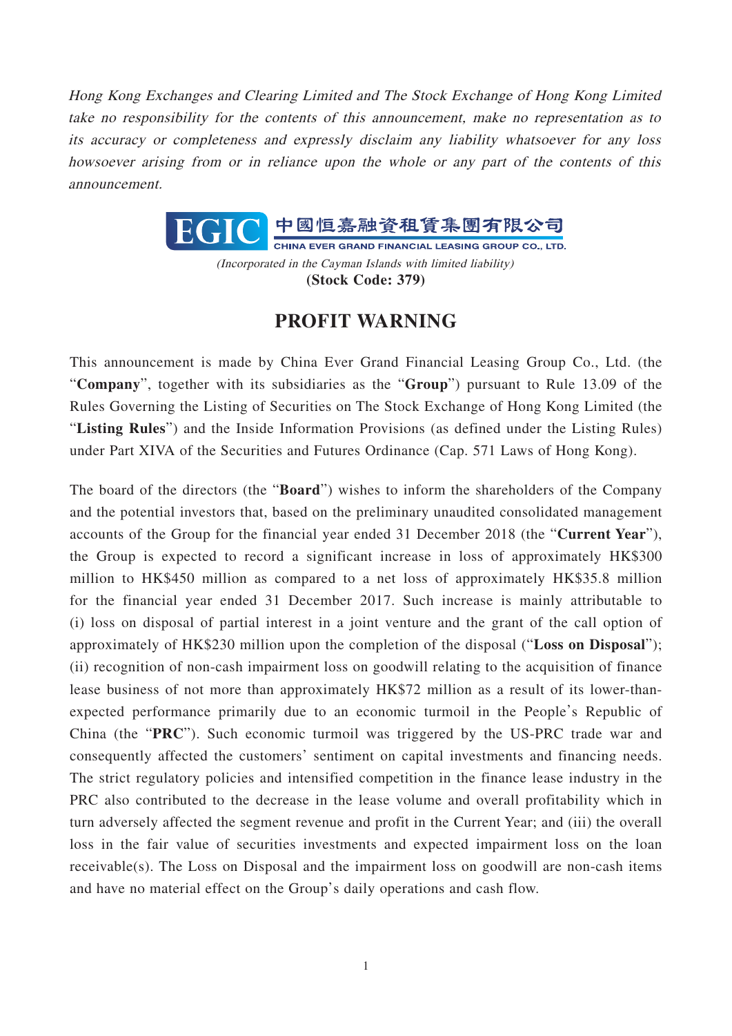*Hong Kong Exchanges and Clearing Limited and The Stock Exchange of Hong Kong Limited take no responsibility for the contents of this announcement, make no representation as to its accuracy or completeness and expressly disclaim any liability whatsoever for any loss howsoever arising from or in reliance upon the whole or any part of the contents of this announcement.*

EGIC 中國恒嘉融資租賃集團有限公司
CHINA EVER GRAND FINANCIAL LEASING GROUP CO., LTD.

*(Incorporated in the Cayman Islands with limited liability)*
**(Stock Code: 379)**

# PROFIT WARNING

This announcement is made by China Ever Grand Financial Leasing Group Co., Ltd. (the "**Company**", together with its subsidiaries as the "**Group**") pursuant to Rule 13.09 of the Rules Governing the Listing of Securities on The Stock Exchange of Hong Kong Limited (the "**Listing Rules**") and the Inside Information Provisions (as defined under the Listing Rules) under Part XIVA of the Securities and Futures Ordinance (Cap. 571 Laws of Hong Kong).

The board of the directors (the "**Board**") wishes to inform the shareholders of the Company and the potential investors that, based on the preliminary unaudited consolidated management accounts of the Group for the financial year ended 31 December 2018 (the "**Current Year**"), the Group is expected to record a significant increase in loss of approximately HK$300 million to HK$450 million as compared to a net loss of approximately HK$35.8 million for the financial year ended 31 December 2017. Such increase is mainly attributable to (i) loss on disposal of partial interest in a joint venture and the grant of the call option of approximately of HK$230 million upon the completion of the disposal ("**Loss on Disposal**"); (ii) recognition of non-cash impairment loss on goodwill relating to the acquisition of finance lease business of not more than approximately HK$72 million as a result of its lower-than-expected performance primarily due to an economic turmoil in the People's Republic of China (the "**PRC**"). Such economic turmoil was triggered by the US-PRC trade war and consequently affected the customers' sentiment on capital investments and financing needs. The strict regulatory policies and intensified competition in the finance lease industry in the PRC also contributed to the decrease in the lease volume and overall profitability which in turn adversely affected the segment revenue and profit in the Current Year; and (iii) the overall loss in the fair value of securities investments and expected impairment loss on the loan receivable(s). The Loss on Disposal and the impairment loss on goodwill are non-cash items and have no material effect on the Group's daily operations and cash flow.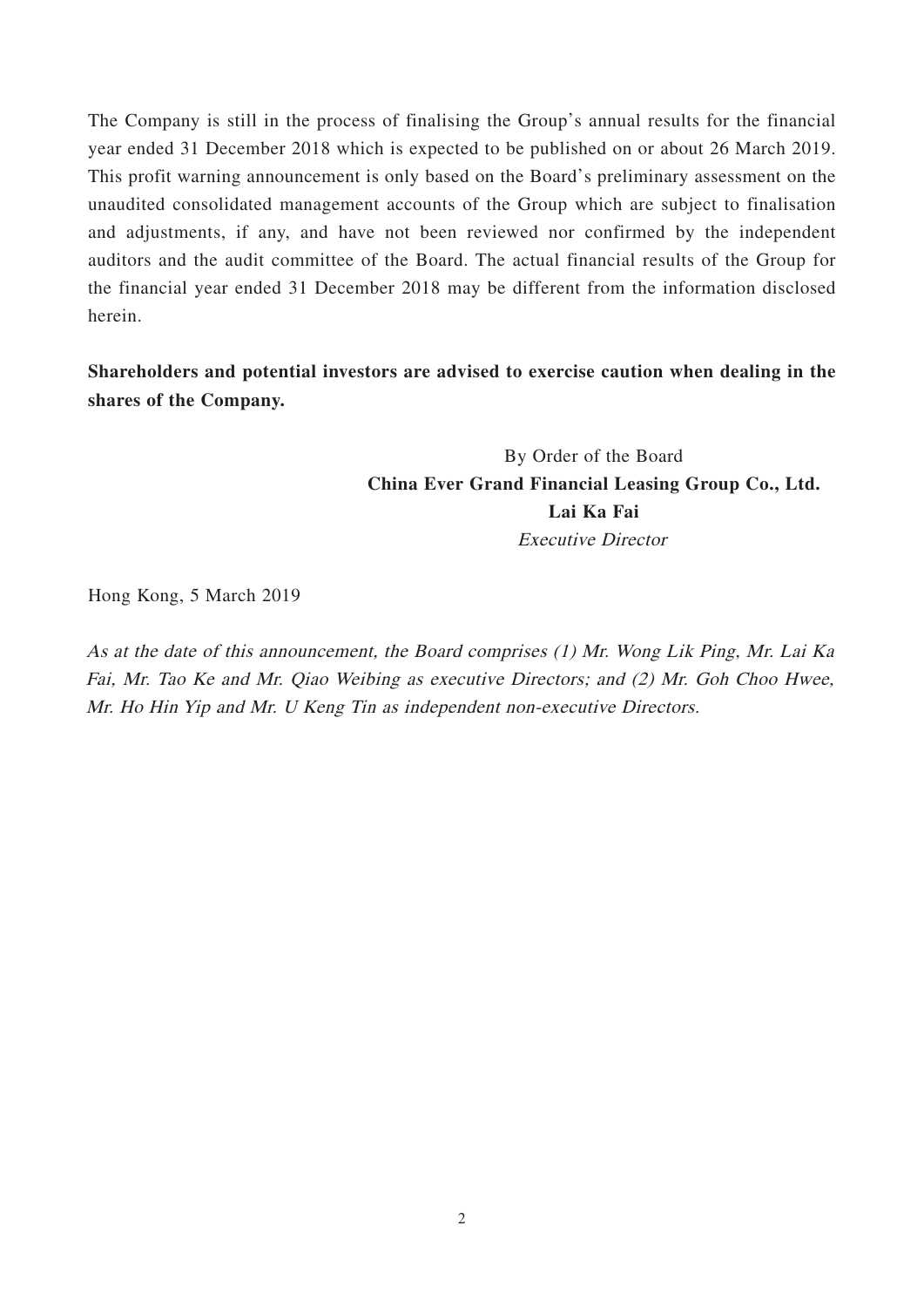The Company is still in the process of finalising the Group's annual results for the financial year ended 31 December 2018 which is expected to be published on or about 26 March 2019. This profit warning announcement is only based on the Board's preliminary assessment on the unaudited consolidated management accounts of the Group which are subject to finalisation and adjustments, if any, and have not been reviewed nor confirmed by the independent auditors and the audit committee of the Board. The actual financial results of the Group for the financial year ended 31 December 2018 may be different from the information disclosed herein.

**Shareholders and potential investors are advised to exercise caution when dealing in the shares of the Company.**

By Order of the Board
**China Ever Grand Financial Leasing Group Co., Ltd.**
**Lai Ka Fai**
*Executive Director*

Hong Kong, 5 March 2019

*As at the date of this announcement, the Board comprises (1) Mr. Wong Lik Ping, Mr. Lai Ka Fai, Mr. Tao Ke and Mr. Qiao Weibing as executive Directors; and (2) Mr. Goh Choo Hwee, Mr. Ho Hin Yip and Mr. U Keng Tin as independent non-executive Directors.*